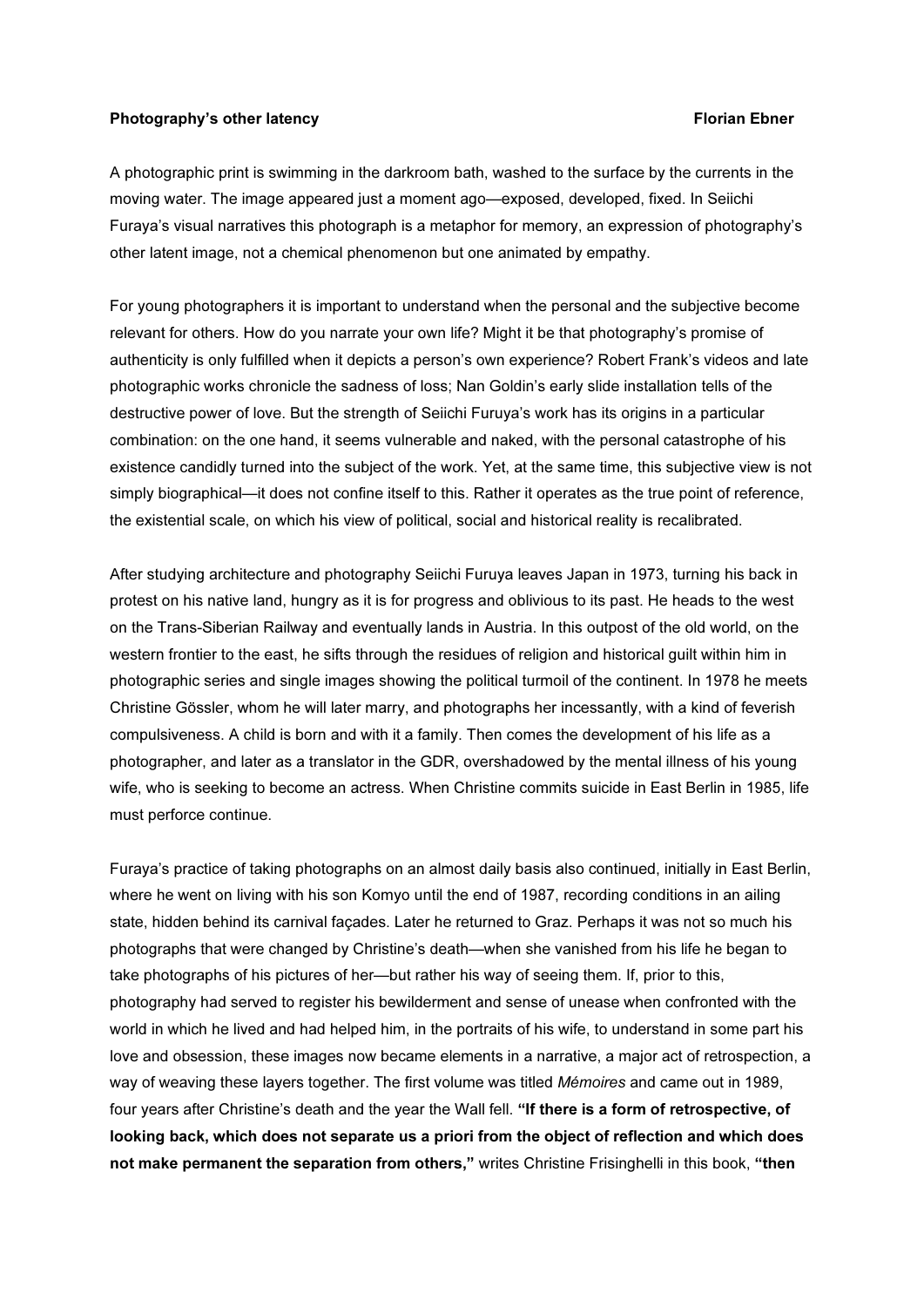**Photography's other latency** **Florian Ebner**

A photographic print is swimming in the darkroom bath, washed to the surface by the currents in the moving water. The image appeared just a moment ago—exposed, developed, fixed. In Seiichi Furaya's visual narratives this photograph is a metaphor for memory, an expression of photography's other latent image, not a chemical phenomenon but one animated by empathy.

For young photographers it is important to understand when the personal and the subjective become relevant for others. How do you narrate your own life? Might it be that photography's promise of authenticity is only fulfilled when it depicts a person's own experience? Robert Frank's videos and late photographic works chronicle the sadness of loss; Nan Goldin's early slide installation tells of the destructive power of love. But the strength of Seiichi Furuya's work has its origins in a particular combination: on the one hand, it seems vulnerable and naked, with the personal catastrophe of his existence candidly turned into the subject of the work. Yet, at the same time, this subjective view is not simply biographical—it does not confine itself to this. Rather it operates as the true point of reference, the existential scale, on which his view of political, social and historical reality is recalibrated.

After studying architecture and photography Seiichi Furuya leaves Japan in 1973, turning his back in protest on his native land, hungry as it is for progress and oblivious to its past. He heads to the west on the Trans-Siberian Railway and eventually lands in Austria. In this outpost of the old world, on the western frontier to the east, he sifts through the residues of religion and historical guilt within him in photographic series and single images showing the political turmoil of the continent. In 1978 he meets Christine Gössler, whom he will later marry, and photographs her incessantly, with a kind of feverish compulsiveness. A child is born and with it a family. Then comes the development of his life as a photographer, and later as a translator in the GDR, overshadowed by the mental illness of his young wife, who is seeking to become an actress. When Christine commits suicide in East Berlin in 1985, life must perforce continue.

Furaya's practice of taking photographs on an almost daily basis also continued, initially in East Berlin, where he went on living with his son Komyo until the end of 1987, recording conditions in an ailing state, hidden behind its carnival façades. Later he returned to Graz. Perhaps it was not so much his photographs that were changed by Christine's death—when she vanished from his life he began to take photographs of his pictures of her—but rather his way of seeing them. If, prior to this, photography had served to register his bewilderment and sense of unease when confronted with the world in which he lived and had helped him, in the portraits of his wife, to understand in some part his love and obsession, these images now became elements in a narrative, a major act of retrospection, a way of weaving these layers together. The first volume was titled *Mémoires* and came out in 1989, four years after Christine's death and the year the Wall fell. **"If there is a form of retrospective, of looking back, which does not separate us a priori from the object of reflection and which does not make permanent the separation from others,"** writes Christine Frisinghelli in this book, **"then**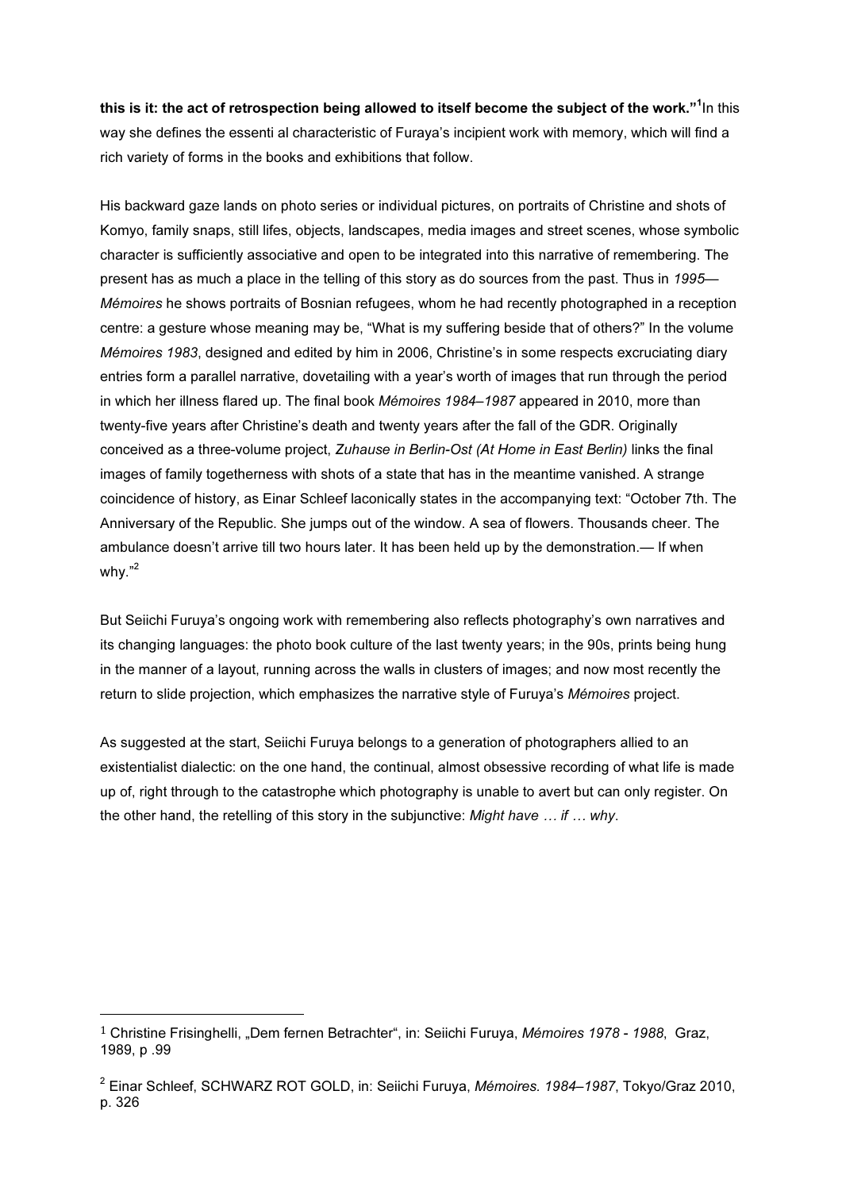**this is it: the act of retrospection being allowed to itself become the subject of the work."**[1] In this way she defines the essenti al characteristic of Furaya's incipient work with memory, which will find a rich variety of forms in the books and exhibitions that follow.

His backward gaze lands on photo series or individual pictures, on portraits of Christine and shots of Komyo, family snaps, still lifes, objects, landscapes, media images and street scenes, whose symbolic character is sufficiently associative and open to be integrated into this narrative of remembering. The present has as much a place in the telling of this story as do sources from the past. Thus in *1995—Mémoires* he shows portraits of Bosnian refugees, whom he had recently photographed in a reception centre: a gesture whose meaning may be, "What is my suffering beside that of others?" In the volume *Mémoires 1983*, designed and edited by him in 2006, Christine's in some respects excruciating diary entries form a parallel narrative, dovetailing with a year's worth of images that run through the period in which her illness flared up. The final book *Mémoires 1984–1987* appeared in 2010, more than twenty-five years after Christine's death and twenty years after the fall of the GDR. Originally conceived as a three-volume project, *Zuhause in Berlin-Ost (At Home in East Berlin)* links the final images of family togetherness with shots of a state that has in the meantime vanished. A strange coincidence of history, as Einar Schleef laconically states in the accompanying text: "October 7th. The Anniversary of the Republic. She jumps out of the window. A sea of flowers. Thousands cheer. The ambulance doesn't arrive till two hours later. It has been held up by the demonstration.— If when why."[2]

But Seiichi Furuya's ongoing work with remembering also reflects photography's own narratives and its changing languages: the photo book culture of the last twenty years; in the 90s, prints being hung in the manner of a layout, running across the walls in clusters of images; and now most recently the return to slide projection, which emphasizes the narrative style of Furuya's *Mémoires* project.

As suggested at the start, Seiichi Furuya belongs to a generation of photographers allied to an existentialist dialectic: on the one hand, the continual, almost obsessive recording of what life is made up of, right through to the catastrophe which photography is unable to avert but can only register. On the other hand, the retelling of this story in the subjunctive: *Might have … if … why*.

---

[1] Christine Frisinghelli, „Dem fernen Betrachter", in: Seiichi Furuya, *Mémoires 1978 - 1988*, Graz, 1989, p .99

[2] Einar Schleef, SCHWARZ ROT GOLD, in: Seiichi Furuya, *Mémoires. 1984–1987*, Tokyo/Graz 2010, p. 326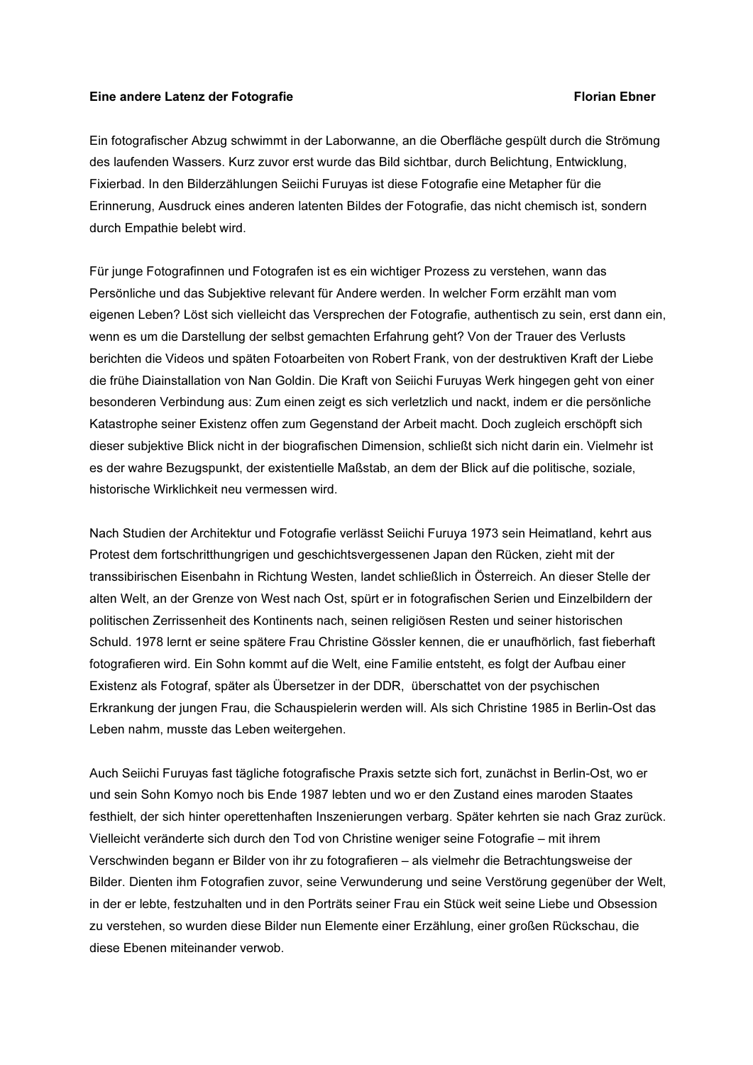**Eine andere Latenz der Fotografie** **Florian Ebner**

Ein fotografischer Abzug schwimmt in der Laborwanne, an die Oberfläche gespült durch die Strömung des laufenden Wassers. Kurz zuvor erst wurde das Bild sichtbar, durch Belichtung, Entwicklung, Fixierbad. In den Bilderzählungen Seiichi Furuyas ist diese Fotografie eine Metapher für die Erinnerung, Ausdruck eines anderen latenten Bildes der Fotografie, das nicht chemisch ist, sondern durch Empathie belebt wird.

Für junge Fotografinnen und Fotografen ist es ein wichtiger Prozess zu verstehen, wann das Persönliche und das Subjektive relevant für Andere werden. In welcher Form erzählt man vom eigenen Leben? Löst sich vielleicht das Versprechen der Fotografie, authentisch zu sein, erst dann ein, wenn es um die Darstellung der selbst gemachten Erfahrung geht? Von der Trauer des Verlusts berichten die Videos und späten Fotoarbeiten von Robert Frank, von der destruktiven Kraft der Liebe die frühe Diainstallation von Nan Goldin. Die Kraft von Seiichi Furuyas Werk hingegen geht von einer besonderen Verbindung aus: Zum einen zeigt es sich verletzlich und nackt, indem er die persönliche Katastrophe seiner Existenz offen zum Gegenstand der Arbeit macht. Doch zugleich erschöpft sich dieser subjektive Blick nicht in der biografischen Dimension, schließt sich nicht darin ein. Vielmehr ist es der wahre Bezugspunkt, der existentielle Maßstab, an dem der Blick auf die politische, soziale, historische Wirklichkeit neu vermessen wird.

Nach Studien der Architektur und Fotografie verlässt Seiichi Furuya 1973 sein Heimatland, kehrt aus Protest dem fortschritthungrigen und geschichtsvergessenen Japan den Rücken, zieht mit der transsibirischen Eisenbahn in Richtung Westen, landet schließlich in Österreich. An dieser Stelle der alten Welt, an der Grenze von West nach Ost, spürt er in fotografischen Serien und Einzelbildern der politischen Zerrissenheit des Kontinents nach, seinen religiösen Resten und seiner historischen Schuld. 1978 lernt er seine spätere Frau Christine Gössler kennen, die er unaufhörlich, fast fieberhaft fotografieren wird. Ein Sohn kommt auf die Welt, eine Familie entsteht, es folgt der Aufbau einer Existenz als Fotograf, später als Übersetzer in der DDR, überschattet von der psychischen Erkrankung der jungen Frau, die Schauspielerin werden will. Als sich Christine 1985 in Berlin-Ost das Leben nahm, musste das Leben weitergehen.

Auch Seiichi Furuyas fast tägliche fotografische Praxis setzte sich fort, zunächst in Berlin-Ost, wo er und sein Sohn Komyo noch bis Ende 1987 lebten und wo er den Zustand eines maroden Staates festhielt, der sich hinter operettenhaften Inszenierungen verbarg. Später kehrten sie nach Graz zurück. Vielleicht veränderte sich durch den Tod von Christine weniger seine Fotografie – mit ihrem Verschwinden begann er Bilder von ihr zu fotografieren – als vielmehr die Betrachtungsweise der Bilder. Dienten ihm Fotografien zuvor, seine Verwunderung und seine Verstörung gegenüber der Welt, in der er lebte, festzuhalten und in den Porträts seiner Frau ein Stück weit seine Liebe und Obsession zu verstehen, so wurden diese Bilder nun Elemente einer Erzählung, einer großen Rückschau, die diese Ebenen miteinander verwob.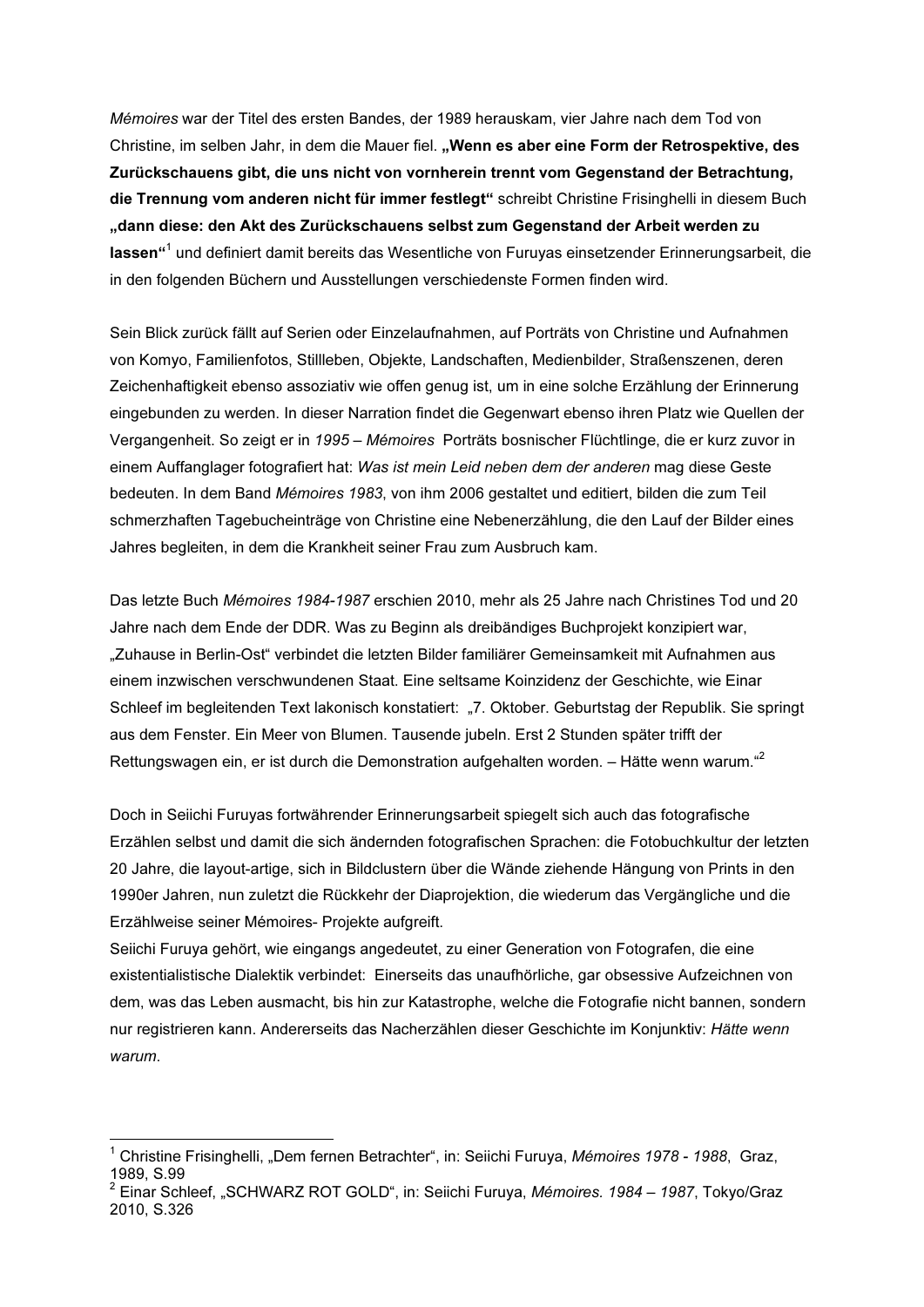*Mémoires* war der Titel des ersten Bandes, der 1989 herauskam, vier Jahre nach dem Tod von Christine, im selben Jahr, in dem die Mauer fiel. **„Wenn es aber eine Form der Retrospektive, des Zurückschauens gibt, die uns nicht von vornherein trennt vom Gegenstand der Betrachtung, die Trennung vom anderen nicht für immer festlegt“** schreibt Christine Frisinghelli in diesem Buch **„dann diese: den Akt des Zurückschauens selbst zum Gegenstand der Arbeit werden zu lassen“**[1] und definiert damit bereits das Wesentliche von Furuyas einsetzender Erinnerungsarbeit, die in den folgenden Büchern und Ausstellungen verschiedenste Formen finden wird.

Sein Blick zurück fällt auf Serien oder Einzelaufnahmen, auf Porträts von Christine und Aufnahmen von Komyo, Familienfotos, Stillleben, Objekte, Landschaften, Medienbilder, Straßenszenen, deren Zeichenhaftigkeit ebenso assoziativ wie offen genug ist, um in eine solche Erzählung der Erinnerung eingebunden zu werden. In dieser Narration findet die Gegenwart ebenso ihren Platz wie Quellen der Vergangenheit. So zeigt er in *1995 – Mémoires* Porträts bosnischer Flüchtlinge, die er kurz zuvor in einem Auffanglager fotografiert hat: *Was ist mein Leid neben dem der anderen* mag diese Geste bedeuten. In dem Band *Mémoires 1983*, von ihm 2006 gestaltet und editiert, bilden die zum Teil schmerzhaften Tagebucheinträge von Christine eine Nebenerzählung, die den Lauf der Bilder eines Jahres begleiten, in dem die Krankheit seiner Frau zum Ausbruch kam.

Das letzte Buch *Mémoires 1984-1987* erschien 2010, mehr als 25 Jahre nach Christines Tod und 20 Jahre nach dem Ende der DDR. Was zu Beginn als dreibändiges Buchprojekt konzipiert war, „Zuhause in Berlin-Ost“ verbindet die letzten Bilder familiärer Gemeinsamkeit mit Aufnahmen aus einem inzwischen verschwundenen Staat. Eine seltsame Koinzidenz der Geschichte, wie Einar Schleef im begleitenden Text lakonisch konstatiert: „7. Oktober. Geburtstag der Republik. Sie springt aus dem Fenster. Ein Meer von Blumen. Tausende jubeln. Erst 2 Stunden später trifft der Rettungswagen ein, er ist durch die Demonstration aufgehalten worden. – Hätte wenn warum.“[2]

Doch in Seiichi Furuyas fortwährender Erinnerungsarbeit spiegelt sich auch das fotografische Erzählen selbst und damit die sich ändernden fotografischen Sprachen: die Fotobuchkultur der letzten 20 Jahre, die layout-artige, sich in Bildclustern über die Wände ziehende Hängung von Prints in den 1990er Jahren, nun zuletzt die Rückkehr der Diaprojektion, die wiederum das Vergängliche und die Erzählweise seiner Mémoires- Projekte aufgreift.
Seiichi Furuya gehört, wie eingangs angedeutet, zu einer Generation von Fotografen, die eine existentialistische Dialektik verbindet: Einerseits das unaufhörliche, gar obsessive Aufzeichnen von dem, was das Leben ausmacht, bis hin zur Katastrophe, welche die Fotografie nicht bannen, sondern nur registrieren kann. Andererseits das Nacherzählen dieser Geschichte im Konjunktiv: *Hätte wenn warum.*

---

[1] Christine Frisinghelli, „Dem fernen Betrachter“, in: Seiichi Furuya, *Mémoires 1978 - 1988*, Graz, 1989, S.99

[2] Einar Schleef, „SCHWARZ ROT GOLD“, in: Seiichi Furuya, *Mémoires. 1984 – 1987*, Tokyo/Graz 2010, S.326